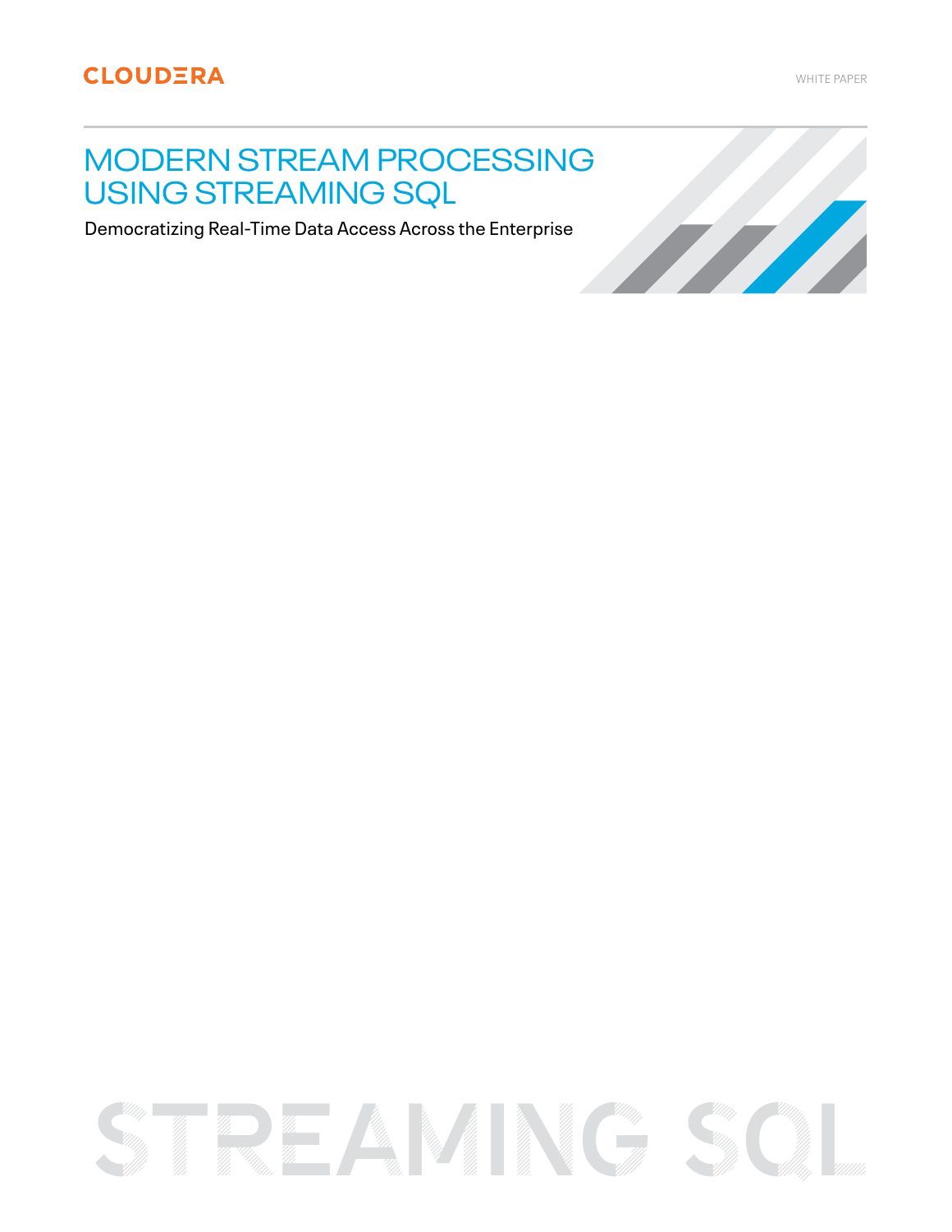CLOUDERA

WHITE PAPER

# MODERN STREAM PROCESSING USING STREAMING SQL

Democratizing Real-Time Data Access Across the Enterprise

STREAMING SQL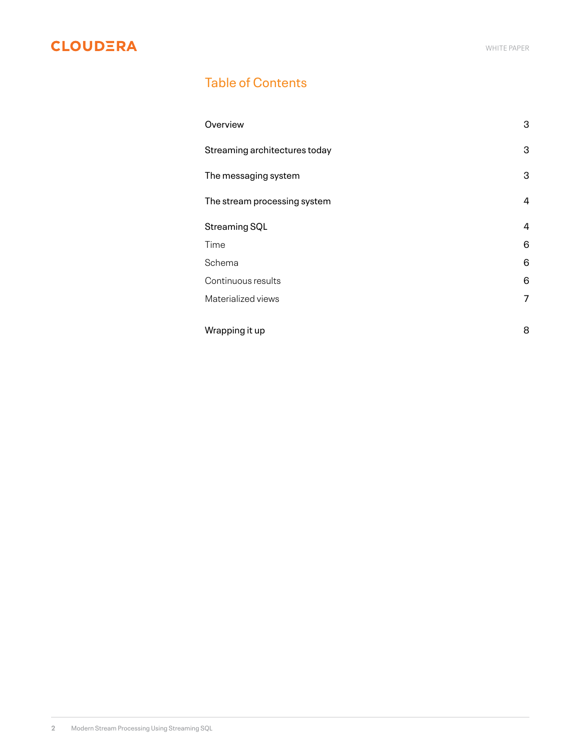## Table of Contents

| | |
|---|---|
| Overview | 3 |
| Streaming architectures today | 3 |
| The messaging system | 3 |
| The stream processing system | 4 |
| Streaming SQL | 4 |
| Time | 6 |
| Schema | 6 |
| Continuous results | 6 |
| Materialized views | 7 |
| Wrapping it up | 8 |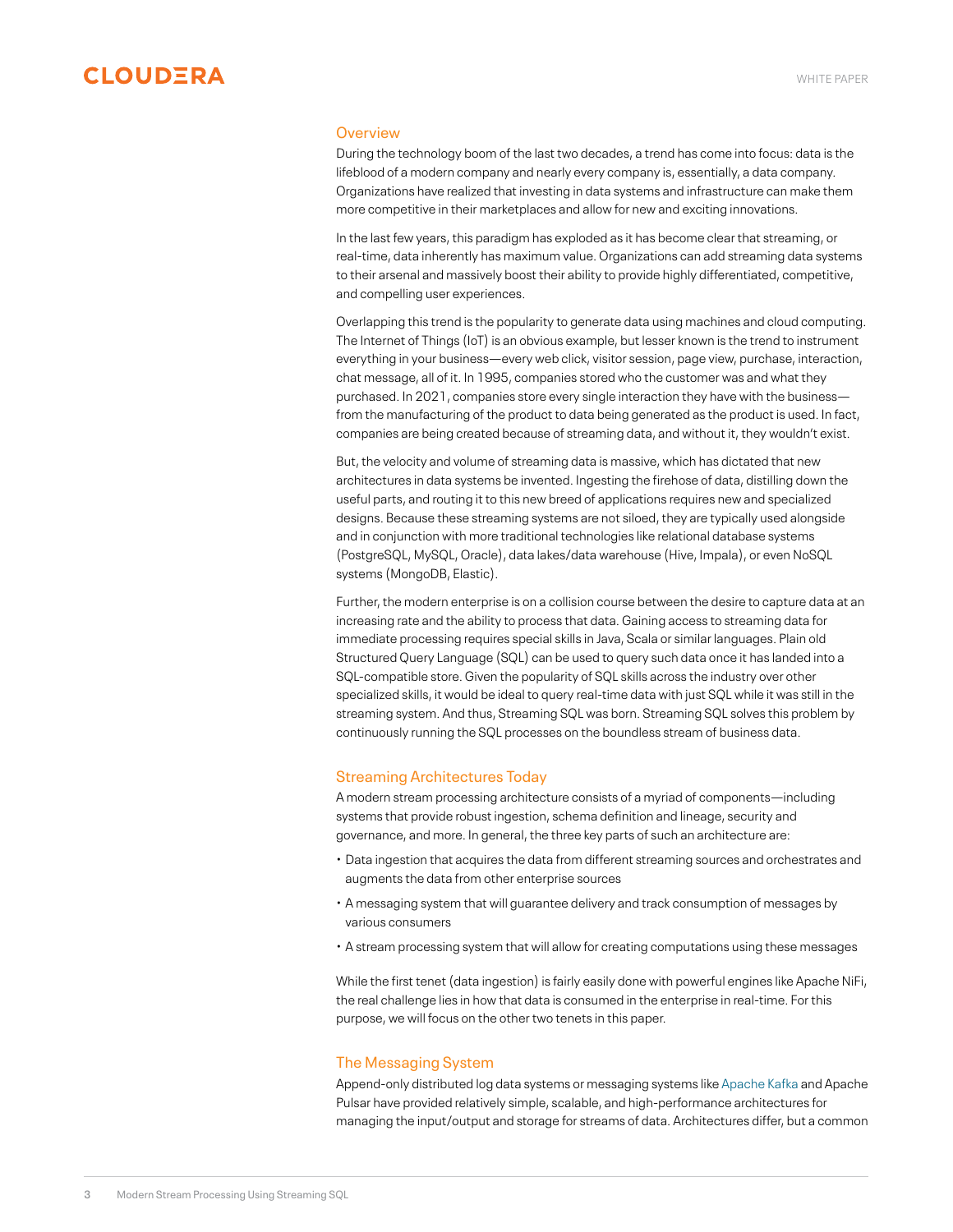## Overview

During the technology boom of the last two decades, a trend has come into focus: data is the lifeblood of a modern company and nearly every company is, essentially, a data company. Organizations have realized that investing in data systems and infrastructure can make them more competitive in their marketplaces and allow for new and exciting innovations.

In the last few years, this paradigm has exploded as it has become clear that streaming, or real-time, data inherently has maximum value. Organizations can add streaming data systems to their arsenal and massively boost their ability to provide highly differentiated, competitive, and compelling user experiences.

Overlapping this trend is the popularity to generate data using machines and cloud computing. The Internet of Things (IoT) is an obvious example, but lesser known is the trend to instrument everything in your business—every web click, visitor session, page view, purchase, interaction, chat message, all of it. In 1995, companies stored who the customer was and what they purchased. In 2021, companies store every single interaction they have with the business—from the manufacturing of the product to data being generated as the product is used. In fact, companies are being created because of streaming data, and without it, they wouldn't exist.

But, the velocity and volume of streaming data is massive, which has dictated that new architectures in data systems be invented. Ingesting the firehose of data, distilling down the useful parts, and routing it to this new breed of applications requires new and specialized designs. Because these streaming systems are not siloed, they are typically used alongside and in conjunction with more traditional technologies like relational database systems (PostgreSQL, MySQL, Oracle), data lakes/data warehouse (Hive, Impala), or even NoSQL systems (MongoDB, Elastic).

Further, the modern enterprise is on a collision course between the desire to capture data at an increasing rate and the ability to process that data. Gaining access to streaming data for immediate processing requires special skills in Java, Scala or similar languages. Plain old Structured Query Language (SQL) can be used to query such data once it has landed into a SQL-compatible store. Given the popularity of SQL skills across the industry over other specialized skills, it would be ideal to query real-time data with just SQL while it was still in the streaming system. And thus, Streaming SQL was born. Streaming SQL solves this problem by continuously running the SQL processes on the boundless stream of business data.

## Streaming Architectures Today

A modern stream processing architecture consists of a myriad of components—including systems that provide robust ingestion, schema definition and lineage, security and governance, and more. In general, the three key parts of such an architecture are:

- Data ingestion that acquires the data from different streaming sources and orchestrates and augments the data from other enterprise sources
- A messaging system that will guarantee delivery and track consumption of messages by various consumers
- A stream processing system that will allow for creating computations using these messages

While the first tenet (data ingestion) is fairly easily done with powerful engines like Apache NiFi, the real challenge lies in how that data is consumed in the enterprise in real-time. For this purpose, we will focus on the other two tenets in this paper.

## The Messaging System

Append-only distributed log data systems or messaging systems like Apache Kafka and Apache Pulsar have provided relatively simple, scalable, and high-performance architectures for managing the input/output and storage for streams of data. Architectures differ, but a common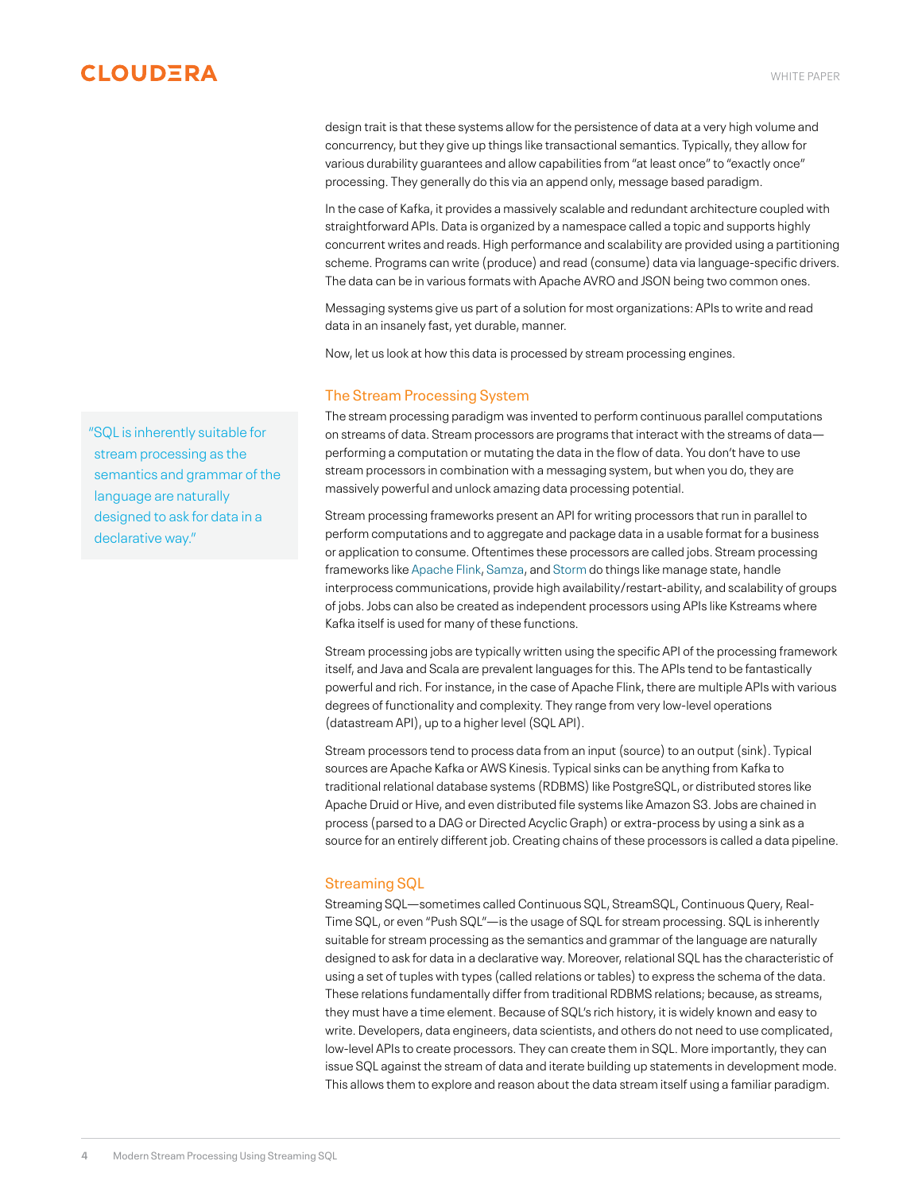design trait is that these systems allow for the persistence of data at a very high volume and concurrency, but they give up things like transactional semantics. Typically, they allow for various durability guarantees and allow capabilities from "at least once" to "exactly once" processing. They generally do this via an append only, message based paradigm.

In the case of Kafka, it provides a massively scalable and redundant architecture coupled with straightforward APIs. Data is organized by a namespace called a topic and supports highly concurrent writes and reads. High performance and scalability are provided using a partitioning scheme. Programs can write (produce) and read (consume) data via language-specific drivers. The data can be in various formats with Apache AVRO and JSON being two common ones.

Messaging systems give us part of a solution for most organizations: APIs to write and read data in an insanely fast, yet durable, manner.

Now, let us look at how this data is processed by stream processing engines.

## The Stream Processing System

> "SQL is inherently suitable for stream processing as the semantics and grammar of the language are naturally designed to ask for data in a declarative way."

The stream processing paradigm was invented to perform continuous parallel computations on streams of data. Stream processors are programs that interact with the streams of data—performing a computation or mutating the data in the flow of data. You don't have to use stream processors in combination with a messaging system, but when you do, they are massively powerful and unlock amazing data processing potential.

Stream processing frameworks present an API for writing processors that run in parallel to perform computations and to aggregate and package data in a usable format for a business or application to consume. Oftentimes these processors are called jobs. Stream processing frameworks like Apache Flink, Samza, and Storm do things like manage state, handle interprocess communications, provide high availability/restart-ability, and scalability of groups of jobs. Jobs can also be created as independent processors using APIs like Kstreams where Kafka itself is used for many of these functions.

Stream processing jobs are typically written using the specific API of the processing framework itself, and Java and Scala are prevalent languages for this. The APIs tend to be fantastically powerful and rich. For instance, in the case of Apache Flink, there are multiple APIs with various degrees of functionality and complexity. They range from very low-level operations (datastream API), up to a higher level (SQL API).

Stream processors tend to process data from an input (source) to an output (sink). Typical sources are Apache Kafka or AWS Kinesis. Typical sinks can be anything from Kafka to traditional relational database systems (RDBMS) like PostgreSQL, or distributed stores like Apache Druid or Hive, and even distributed file systems like Amazon S3. Jobs are chained in process (parsed to a DAG or Directed Acyclic Graph) or extra-process by using a sink as a source for an entirely different job. Creating chains of these processors is called a data pipeline.

## Streaming SQL

Streaming SQL—sometimes called Continuous SQL, StreamSQL, Continuous Query, Real-Time SQL, or even "Push SQL"—is the usage of SQL for stream processing. SQL is inherently suitable for stream processing as the semantics and grammar of the language are naturally designed to ask for data in a declarative way. Moreover, relational SQL has the characteristic of using a set of tuples with types (called relations or tables) to express the schema of the data. These relations fundamentally differ from traditional RDBMS relations; because, as streams, they must have a time element. Because of SQL's rich history, it is widely known and easy to write. Developers, data engineers, data scientists, and others do not need to use complicated, low-level APIs to create processors. They can create them in SQL. More importantly, they can issue SQL against the stream of data and iterate building up statements in development mode. This allows them to explore and reason about the data stream itself using a familiar paradigm.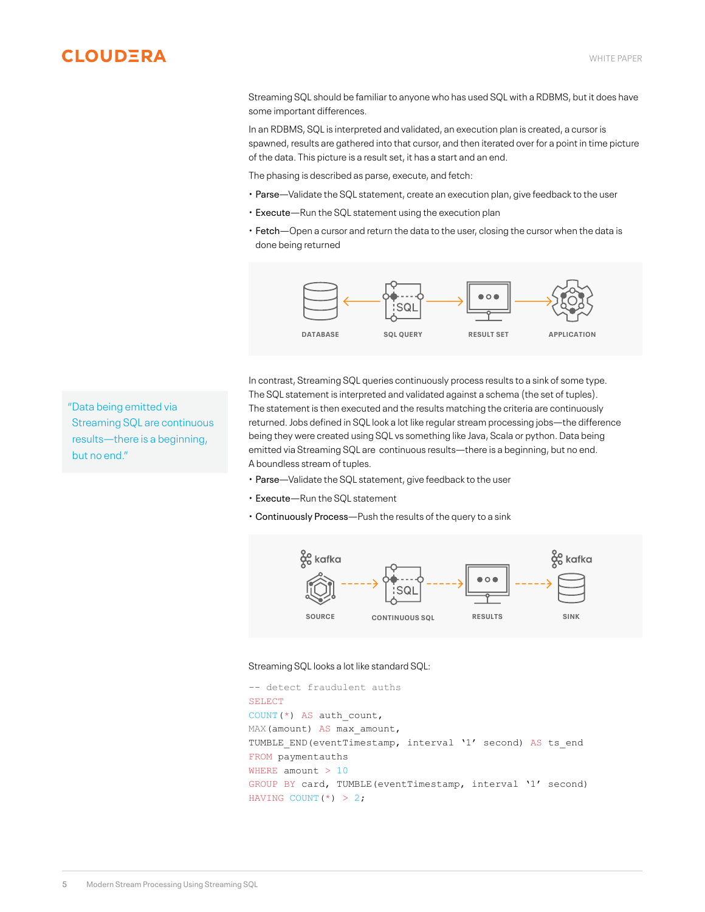Streaming SQL should be familiar to anyone who has used SQL with a RDBMS, but it does have some important differences.

In an RDBMS, SQL is interpreted and validated, an execution plan is created, a cursor is spawned, results are gathered into that cursor, and then iterated over for a point in time picture of the data. This picture is a result set, it has a start and an end.

The phasing is described as parse, execute, and fetch:

- **Parse**—Validate the SQL statement, create an execution plan, give feedback to the user
- **Execute**—Run the SQL statement using the execution plan
- **Fetch**—Open a cursor and return the data to the user, closing the cursor when the data is done being returned

DATABASE ← SQL QUERY → RESULT SET → APPLICATION

"Data being emitted via Streaming SQL are continuous results—there is a beginning, but no end."

In contrast, Streaming SQL queries continuously process results to a sink of some type. The SQL statement is interpreted and validated against a schema (the set of tuples). The statement is then executed and the results matching the criteria are continuously returned. Jobs defined in SQL look a lot like regular stream processing jobs—the difference being they were created using SQL vs something like Java, Scala or python. Data being emitted via Streaming SQL are continuous results—there is a beginning, but no end. A boundless stream of tuples.

- **Parse**—Validate the SQL statement, give feedback to the user
- **Execute**—Run the SQL statement
- **Continuously Process**—Push the results of the query to a sink

kafka SOURCE → CONTINUOUS SQL → RESULTS → kafka SINK

Streaming SQL looks a lot like standard SQL:

```
-- detect fraudulent auths
SELECT
COUNT(*) AS auth_count,
MAX(amount) AS max_amount,
TUMBLE_END(eventTimestamp, interval '1' second) AS ts_end
FROM paymentauths
WHERE amount > 10
GROUP BY card, TUMBLE(eventTimestamp, interval '1' second)
HAVING COUNT(*) > 2;
```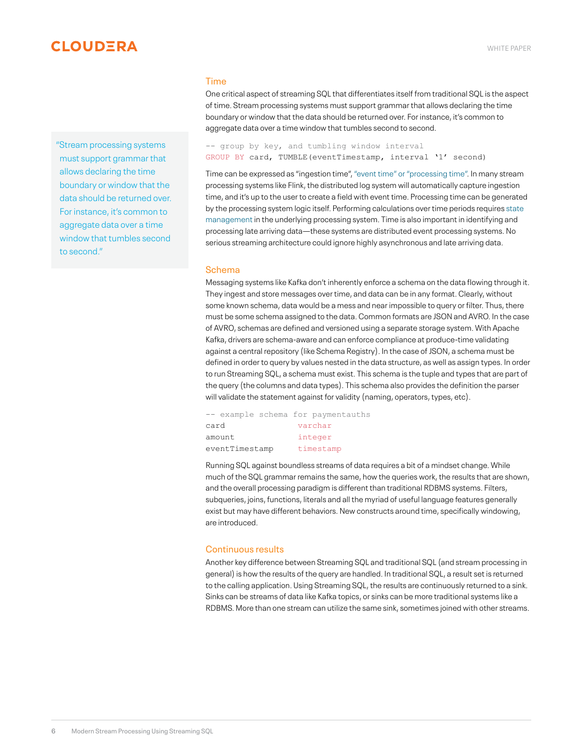> "Stream processing systems must support grammar that allows declaring the time boundary or window that the data should be returned over. For instance, it's common to aggregate data over a time window that tumbles second to second."

## Time

One critical aspect of streaming SQL that differentiates itself from traditional SQL is the aspect of time. Stream processing systems must support grammar that allows declaring the time boundary or window that the data should be returned over. For instance, it's common to aggregate data over a time window that tumbles second to second.

```
-- group by key, and tumbling window interval
GROUP BY card, TUMBLE(eventTimestamp, interval '1' second)
```

Time can be expressed as "ingestion time", "event time" or "processing time". In many stream processing systems like Flink, the distributed log system will automatically capture ingestion time, and it's up to the user to create a field with event time. Processing time can be generated by the processing system logic itself. Performing calculations over time periods requires state management in the underlying processing system. Time is also important in identifying and processing late arriving data—these systems are distributed event processing systems. No serious streaming architecture could ignore highly asynchronous and late arriving data.

## Schema

Messaging systems like Kafka don't inherently enforce a schema on the data flowing through it. They ingest and store messages over time, and data can be in any format. Clearly, without some known schema, data would be a mess and near impossible to query or filter. Thus, there must be some schema assigned to the data. Common formats are JSON and AVRO. In the case of AVRO, schemas are defined and versioned using a separate storage system. With Apache Kafka, drivers are schema-aware and can enforce compliance at produce-time validating against a central repository (like Schema Registry). In the case of JSON, a schema must be defined in order to query by values nested in the data structure, as well as assign types. In order to run Streaming SQL, a schema must exist. This schema is the tuple and types that are part of the query (the columns and data types). This schema also provides the definition the parser will validate the statement against for validity (naming, operators, types, etc).

```
-- example schema for paymentauths
card               varchar
amount             integer
eventTimestamp     timestamp
```

Running SQL against boundless streams of data requires a bit of a mindset change. While much of the SQL grammar remains the same, how the queries work, the results that are shown, and the overall processing paradigm is different than traditional RDBMS systems. Filters, subqueries, joins, functions, literals and all the myriad of useful language features generally exist but may have different behaviors. New constructs around time, specifically windowing, are introduced.

## Continuous results

Another key difference between Streaming SQL and traditional SQL (and stream processing in general) is how the results of the query are handled. In traditional SQL, a result set is returned to the calling application. Using Streaming SQL, the results are continuously returned to a sink. Sinks can be streams of data like Kafka topics, or sinks can be more traditional systems like a RDBMS. More than one stream can utilize the same sink, sometimes joined with other streams.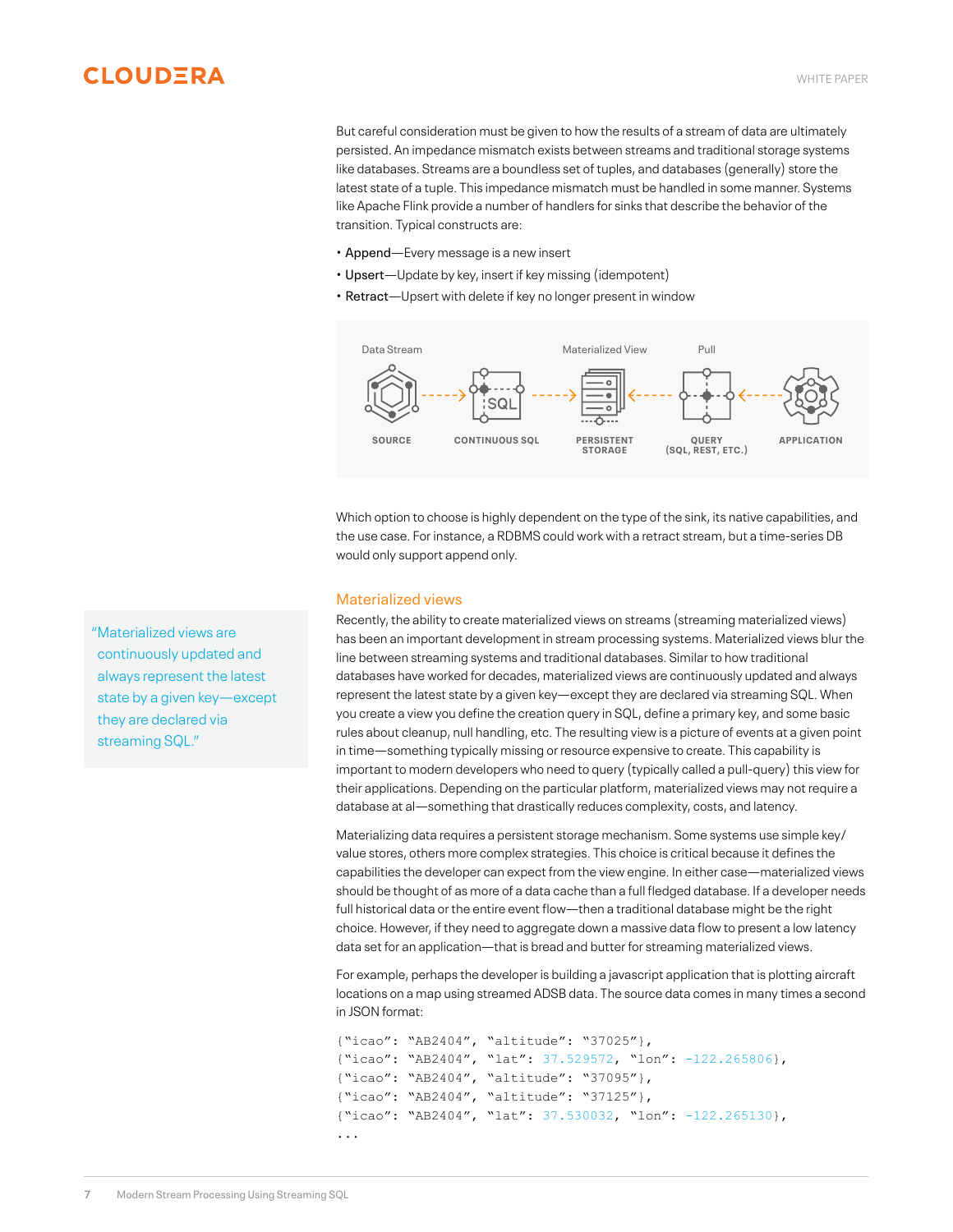But careful consideration must be given to how the results of a stream of data are ultimately persisted. An impedance mismatch exists between streams and traditional storage systems like databases. Streams are a boundless set of tuples, and databases (generally) store the latest state of a tuple. This impedance mismatch must be handled in some manner. Systems like Apache Flink provide a number of handlers for sinks that describe the behavior of the transition. Typical constructs are:

- Append—Every message is a new insert
- Upsert—Update by key, insert if key missing (idempotent)
- Retract—Upsert with delete if key no longer present in window

Data Stream — SOURCE → CONTINUOUS SQL → Materialized View — PERSISTENT STORAGE ← Pull — QUERY (SQL, REST, ETC.) ← APPLICATION

Which option to choose is highly dependent on the type of the sink, its native capabilities, and the use case. For instance, a RDBMS could work with a retract stream, but a time-series DB would only support append only.

## Materialized views

> "Materialized views are continuously updated and always represent the latest state by a given key—except they are declared via streaming SQL."

Recently, the ability to create materialized views on streams (streaming materialized views) has been an important development in stream processing systems. Materialized views blur the line between streaming systems and traditional databases. Similar to how traditional databases have worked for decades, materialized views are continuously updated and always represent the latest state by a given key—except they are declared via streaming SQL. When you create a view you define the creation query in SQL, define a primary key, and some basic rules about cleanup, null handling, etc. The resulting view is a picture of events at a given point in time—something typically missing or resource expensive to create. This capability is important to modern developers who need to query (typically called a pull-query) this view for their applications. Depending on the particular platform, materialized views may not require a database at al—something that drastically reduces complexity, costs, and latency.

Materializing data requires a persistent storage mechanism. Some systems use simple key/value stores, others more complex strategies. This choice is critical because it defines the capabilities the developer can expect from the view engine. In either case—materialized views should be thought of as more of a data cache than a full fledged database. If a developer needs full historical data or the entire event flow—then a traditional database might be the right choice. However, if they need to aggregate down a massive data flow to present a low latency data set for an application—that is bread and butter for streaming materialized views.

For example, perhaps the developer is building a javascript application that is plotting aircraft locations on a map using streamed ADSB data. The source data comes in many times a second in JSON format:

```
{"icao": "AB2404", "altitude": "37025"},
{"icao": "AB2404", "lat": 37.529572, "lon": -122.265806},
{"icao": "AB2404", "altitude": "37095"},
{"icao": "AB2404", "altitude": "37125"},
{"icao": "AB2404", "lat": 37.530032, "lon": -122.265130},
...
```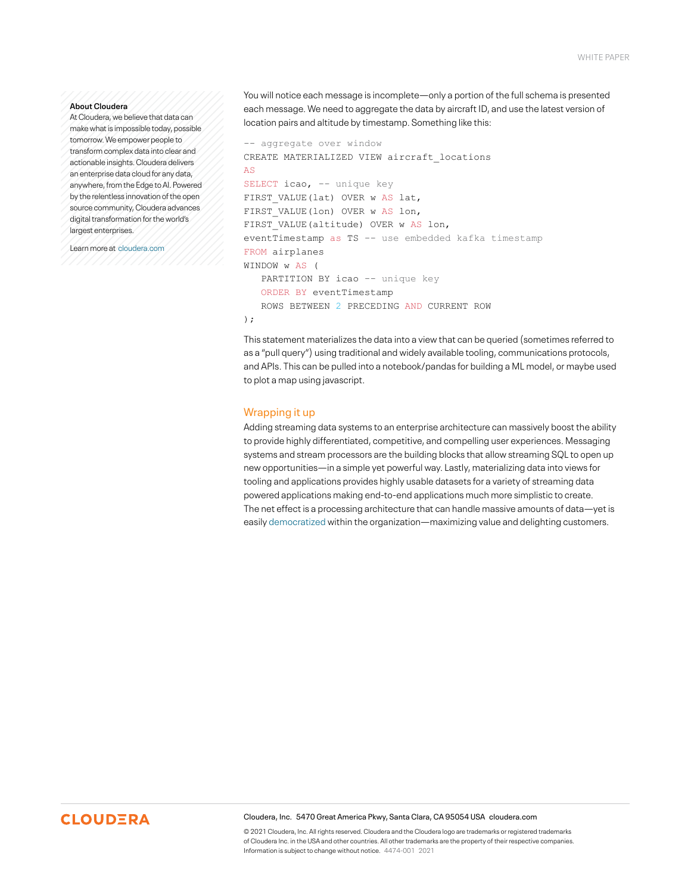**About Cloudera**

At Cloudera, we believe that data can make what is impossible today, possible tomorrow. We empower people to transform complex data into clear and actionable insights. Cloudera delivers an enterprise data cloud for any data, anywhere, from the Edge to AI. Powered by the relentless innovation of the open source community, Cloudera advances digital transformation for the world's largest enterprises.

Learn more at cloudera.com

You will notice each message is incomplete—only a portion of the full schema is presented each message. We need to aggregate the data by aircraft ID, and use the latest version of location pairs and altitude by timestamp. Something like this:

```
-- aggregate over window
CREATE MATERIALIZED VIEW aircraft_locations
AS
SELECT icao, -- unique key
FIRST_VALUE(lat) OVER w AS lat,
FIRST_VALUE(lon) OVER w AS lon,
FIRST_VALUE(altitude) OVER w AS lon,
eventTimestamp as TS -- use embedded kafka timestamp
FROM airplanes
WINDOW w AS (
   PARTITION BY icao -- unique key
   ORDER BY eventTimestamp
   ROWS BETWEEN 2 PRECEDING AND CURRENT ROW
);
```

This statement materializes the data into a view that can be queried (sometimes referred to as a "pull query") using traditional and widely available tooling, communications protocols, and APIs. This can be pulled into a notebook/pandas for building a ML model, or maybe used to plot a map using javascript.

## Wrapping it up

Adding streaming data systems to an enterprise architecture can massively boost the ability to provide highly differentiated, competitive, and compelling user experiences. Messaging systems and stream processors are the building blocks that allow streaming SQL to open up new opportunities—in a simple yet powerful way. Lastly, materializing data into views for tooling and applications provides highly usable datasets for a variety of streaming data powered applications making end-to-end applications much more simplistic to create. The net effect is a processing architecture that can handle massive amounts of data—yet is easily democratized within the organization—maximizing value and delighting customers.

CLOUDERA

Cloudera, Inc. 5470 Great America Pkwy, Santa Clara, CA 95054 USA cloudera.com

© 2021 Cloudera, Inc. All rights reserved. Cloudera and the Cloudera logo are trademarks or registered trademarks of Cloudera Inc. in the USA and other countries. All other trademarks are the property of their respective companies. Information is subject to change without notice. 4474-001 2021